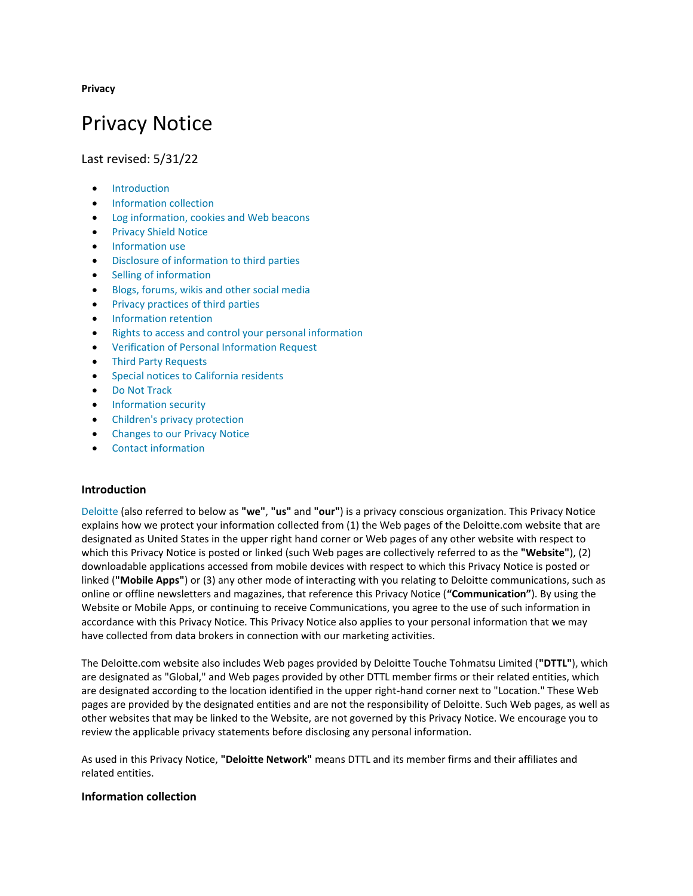**Privacy**

# Privacy Notice

Last revised: 5/31/22

- Introduction
- Information collection
- Log information, cookies and Web beacons
- Privacy Shield Notice
- Information use
- Disclosure of information to third parties
- Selling of information
- Blogs, forums, wikis and other social media
- Privacy practices of third parties
- Information retention
- Rights to access and control your personal information
- Verification of Personal Information Request
- Third Party Requests
- Special notices to California residents
- Do Not Track
- Information security
- Children's privacy protection
- Changes to our Privacy Notice
- Contact information

### Introduction

Deloitte (also referred to below as **"we"**, **"us"** and **"our"**) is a privacy conscious organization. This Privacy Notice explains how we protect your information collected from (1) the Web pages of the Deloitte.com website that are designated as United States in the upper right hand corner or Web pages of any other website with respect to which this Privacy Notice is posted or linked (such Web pages are collectively referred to as the **"Website"**), (2) downloadable applications accessed from mobile devices with respect to which this Privacy Notice is posted or linked (**"Mobile Apps"**) or (3) any other mode of interacting with you relating to Deloitte communications, such as online or offline newsletters and magazines, that reference this Privacy Notice (**"Communication"**). By using the Website or Mobile Apps, or continuing to receive Communications, you agree to the use of such information in accordance with this Privacy Notice. This Privacy Notice also applies to your personal information that we may have collected from data brokers in connection with our marketing activities.

The Deloitte.com website also includes Web pages provided by Deloitte Touche Tohmatsu Limited (**"DTTL"**), which are designated as "Global," and Web pages provided by other DTTL member firms or their related entities, which are designated according to the location identified in the upper right-hand corner next to "Location." These Web pages are provided by the designated entities and are not the responsibility of Deloitte. Such Web pages, as well as other websites that may be linked to the Website, are not governed by this Privacy Notice. We encourage you to review the applicable privacy statements before disclosing any personal information.

As used in this Privacy Notice, **"Deloitte Network"** means DTTL and its member firms and their affiliates and related entities.

### Information collection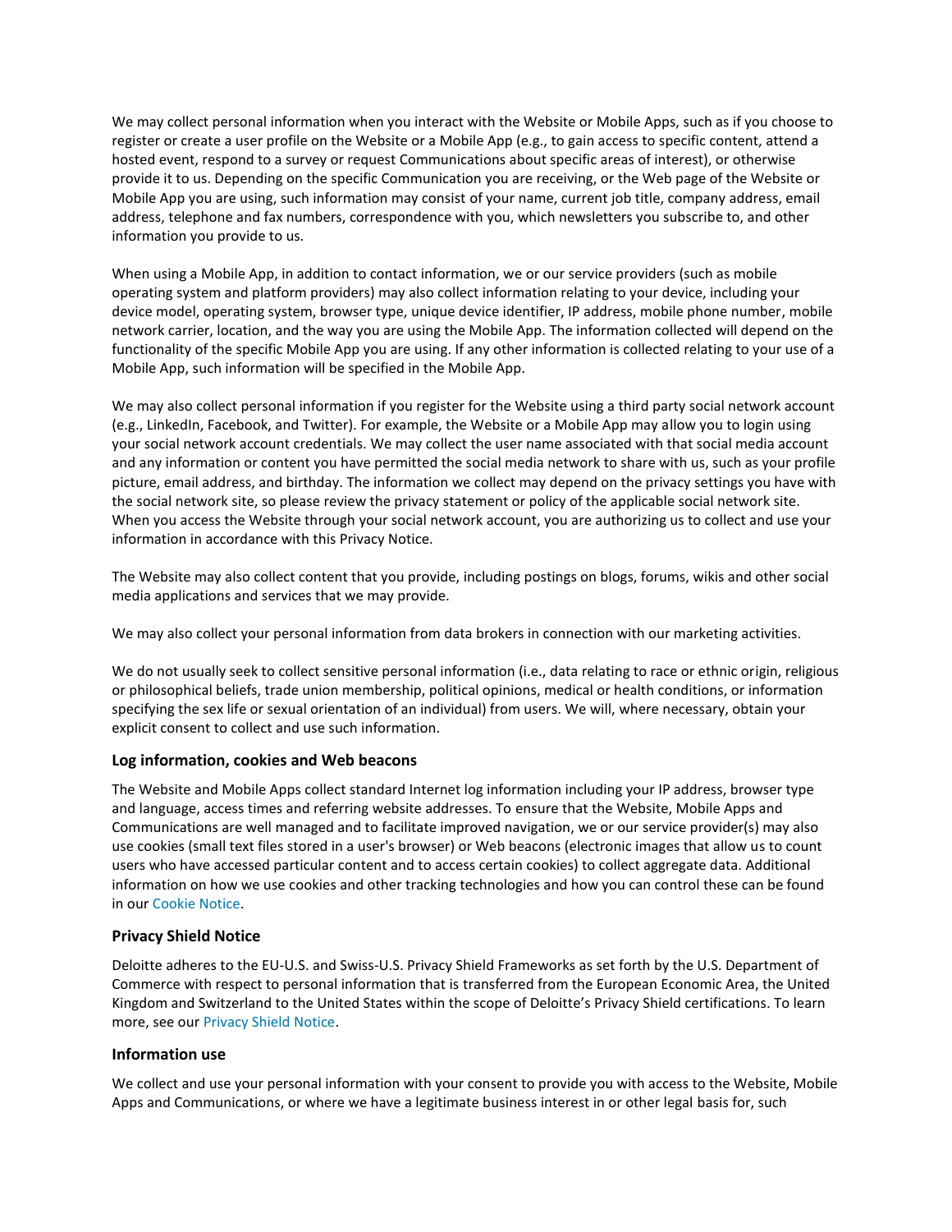We may collect personal information when you interact with the Website or Mobile Apps, such as if you choose to register or create a user profile on the Website or a Mobile App (e.g., to gain access to specific content, attend a hosted event, respond to a survey or request Communications about specific areas of interest), or otherwise provide it to us. Depending on the specific Communication you are receiving, or the Web page of the Website or Mobile App you are using, such information may consist of your name, current job title, company address, email address, telephone and fax numbers, correspondence with you, which newsletters you subscribe to, and other information you provide to us.

When using a Mobile App, in addition to contact information, we or our service providers (such as mobile operating system and platform providers) may also collect information relating to your device, including your device model, operating system, browser type, unique device identifier, IP address, mobile phone number, mobile network carrier, location, and the way you are using the Mobile App. The information collected will depend on the functionality of the specific Mobile App you are using. If any other information is collected relating to your use of a Mobile App, such information will be specified in the Mobile App.

We may also collect personal information if you register for the Website using a third party social network account (e.g., LinkedIn, Facebook, and Twitter). For example, the Website or a Mobile App may allow you to login using your social network account credentials. We may collect the user name associated with that social media account and any information or content you have permitted the social media network to share with us, such as your profile picture, email address, and birthday. The information we collect may depend on the privacy settings you have with the social network site, so please review the privacy statement or policy of the applicable social network site. When you access the Website through your social network account, you are authorizing us to collect and use your information in accordance with this Privacy Notice.

The Website may also collect content that you provide, including postings on blogs, forums, wikis and other social media applications and services that we may provide.

We may also collect your personal information from data brokers in connection with our marketing activities.

We do not usually seek to collect sensitive personal information (i.e., data relating to race or ethnic origin, religious or philosophical beliefs, trade union membership, political opinions, medical or health conditions, or information specifying the sex life or sexual orientation of an individual) from users. We will, where necessary, obtain your explicit consent to collect and use such information.

### Log information, cookies and Web beacons

The Website and Mobile Apps collect standard Internet log information including your IP address, browser type and language, access times and referring website addresses. To ensure that the Website, Mobile Apps and Communications are well managed and to facilitate improved navigation, we or our service provider(s) may also use cookies (small text files stored in a user's browser) or Web beacons (electronic images that allow us to count users who have accessed particular content and to access certain cookies) to collect aggregate data. Additional information on how we use cookies and other tracking technologies and how you can control these can be found in our Cookie Notice.

### Privacy Shield Notice

Deloitte adheres to the EU-U.S. and Swiss-U.S. Privacy Shield Frameworks as set forth by the U.S. Department of Commerce with respect to personal information that is transferred from the European Economic Area, the United Kingdom and Switzerland to the United States within the scope of Deloitte's Privacy Shield certifications. To learn more, see our Privacy Shield Notice.

### Information use

We collect and use your personal information with your consent to provide you with access to the Website, Mobile Apps and Communications, or where we have a legitimate business interest in or other legal basis for, such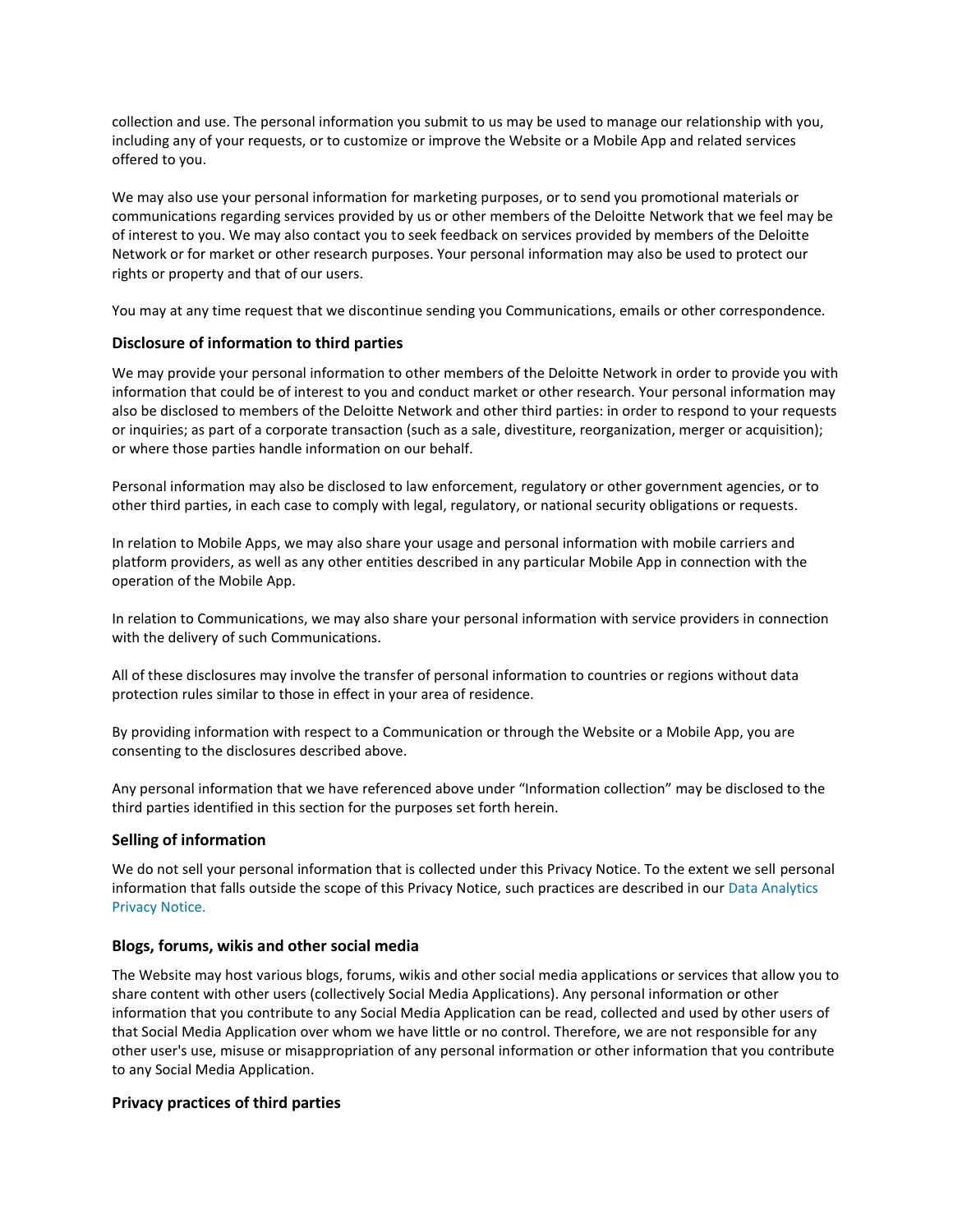collection and use. The personal information you submit to us may be used to manage our relationship with you, including any of your requests, or to customize or improve the Website or a Mobile App and related services offered to you.

We may also use your personal information for marketing purposes, or to send you promotional materials or communications regarding services provided by us or other members of the Deloitte Network that we feel may be of interest to you. We may also contact you to seek feedback on services provided by members of the Deloitte Network or for market or other research purposes. Your personal information may also be used to protect our rights or property and that of our users.

You may at any time request that we discontinue sending you Communications, emails or other correspondence.

### Disclosure of information to third parties

We may provide your personal information to other members of the Deloitte Network in order to provide you with information that could be of interest to you and conduct market or other research. Your personal information may also be disclosed to members of the Deloitte Network and other third parties: in order to respond to your requests or inquiries; as part of a corporate transaction (such as a sale, divestiture, reorganization, merger or acquisition); or where those parties handle information on our behalf.

Personal information may also be disclosed to law enforcement, regulatory or other government agencies, or to other third parties, in each case to comply with legal, regulatory, or national security obligations or requests.

In relation to Mobile Apps, we may also share your usage and personal information with mobile carriers and platform providers, as well as any other entities described in any particular Mobile App in connection with the operation of the Mobile App.

In relation to Communications, we may also share your personal information with service providers in connection with the delivery of such Communications.

All of these disclosures may involve the transfer of personal information to countries or regions without data protection rules similar to those in effect in your area of residence.

By providing information with respect to a Communication or through the Website or a Mobile App, you are consenting to the disclosures described above.

Any personal information that we have referenced above under “Information collection” may be disclosed to the third parties identified in this section for the purposes set forth herein.

### Selling of information

We do not sell your personal information that is collected under this Privacy Notice. To the extent we sell personal information that falls outside the scope of this Privacy Notice, such practices are described in our Data Analytics Privacy Notice.

### Blogs, forums, wikis and other social media

The Website may host various blogs, forums, wikis and other social media applications or services that allow you to share content with other users (collectively Social Media Applications). Any personal information or other information that you contribute to any Social Media Application can be read, collected and used by other users of that Social Media Application over whom we have little or no control. Therefore, we are not responsible for any other user's use, misuse or misappropriation of any personal information or other information that you contribute to any Social Media Application.

### Privacy practices of third parties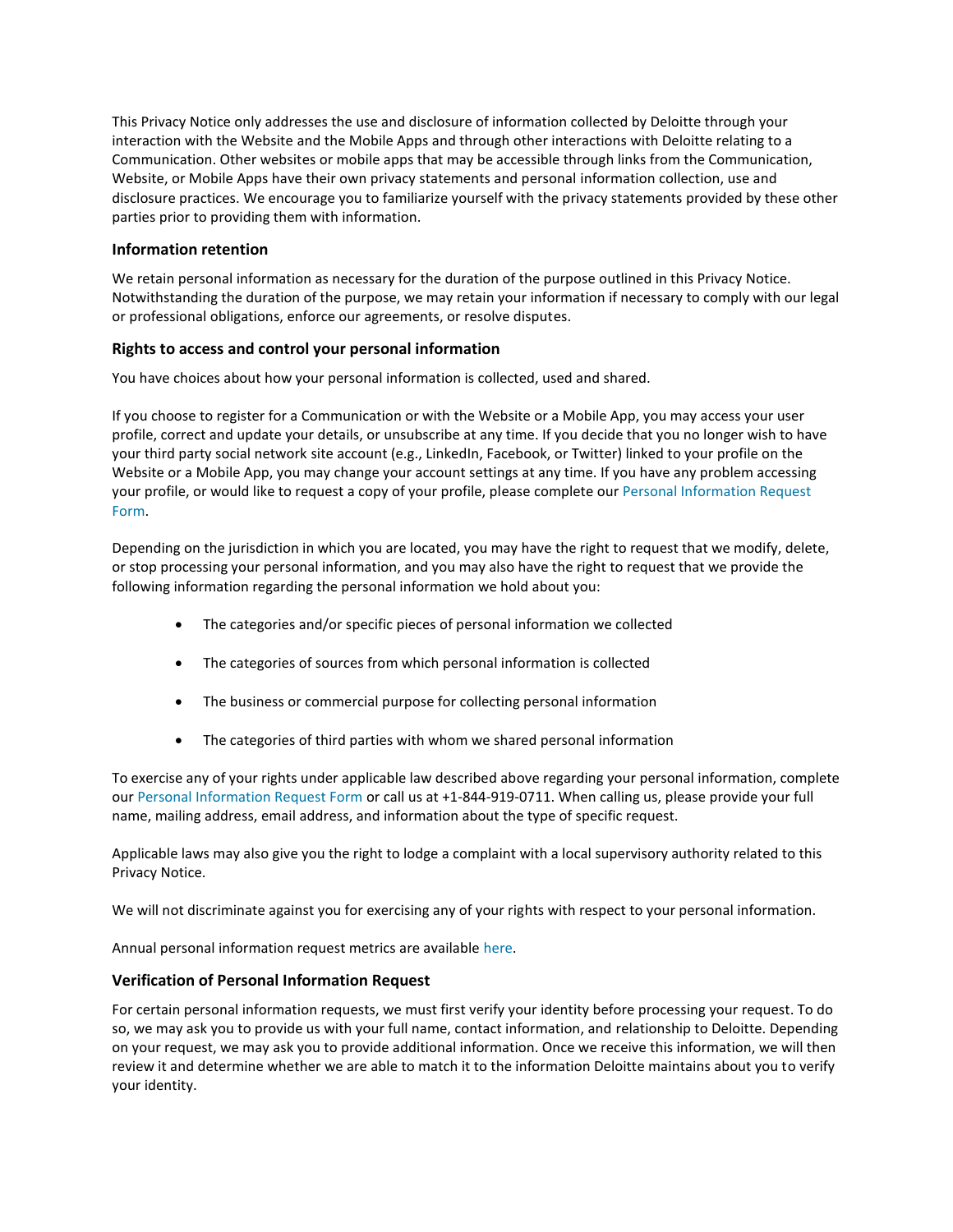This Privacy Notice only addresses the use and disclosure of information collected by Deloitte through your interaction with the Website and the Mobile Apps and through other interactions with Deloitte relating to a Communication. Other websites or mobile apps that may be accessible through links from the Communication, Website, or Mobile Apps have their own privacy statements and personal information collection, use and disclosure practices. We encourage you to familiarize yourself with the privacy statements provided by these other parties prior to providing them with information.

### Information retention

We retain personal information as necessary for the duration of the purpose outlined in this Privacy Notice. Notwithstanding the duration of the purpose, we may retain your information if necessary to comply with our legal or professional obligations, enforce our agreements, or resolve disputes.

### Rights to access and control your personal information

You have choices about how your personal information is collected, used and shared.

If you choose to register for a Communication or with the Website or a Mobile App, you may access your user profile, correct and update your details, or unsubscribe at any time. If you decide that you no longer wish to have your third party social network site account (e.g., LinkedIn, Facebook, or Twitter) linked to your profile on the Website or a Mobile App, you may change your account settings at any time. If you have any problem accessing your profile, or would like to request a copy of your profile, please complete our Personal Information Request Form.

Depending on the jurisdiction in which you are located, you may have the right to request that we modify, delete, or stop processing your personal information, and you may also have the right to request that we provide the following information regarding the personal information we hold about you:

- The categories and/or specific pieces of personal information we collected
- The categories of sources from which personal information is collected
- The business or commercial purpose for collecting personal information
- The categories of third parties with whom we shared personal information

To exercise any of your rights under applicable law described above regarding your personal information, complete our Personal Information Request Form or call us at +1-844-919-0711. When calling us, please provide your full name, mailing address, email address, and information about the type of specific request.

Applicable laws may also give you the right to lodge a complaint with a local supervisory authority related to this Privacy Notice.

We will not discriminate against you for exercising any of your rights with respect to your personal information.

Annual personal information request metrics are available here.

### Verification of Personal Information Request

For certain personal information requests, we must first verify your identity before processing your request. To do so, we may ask you to provide us with your full name, contact information, and relationship to Deloitte. Depending on your request, we may ask you to provide additional information. Once we receive this information, we will then review it and determine whether we are able to match it to the information Deloitte maintains about you to verify your identity.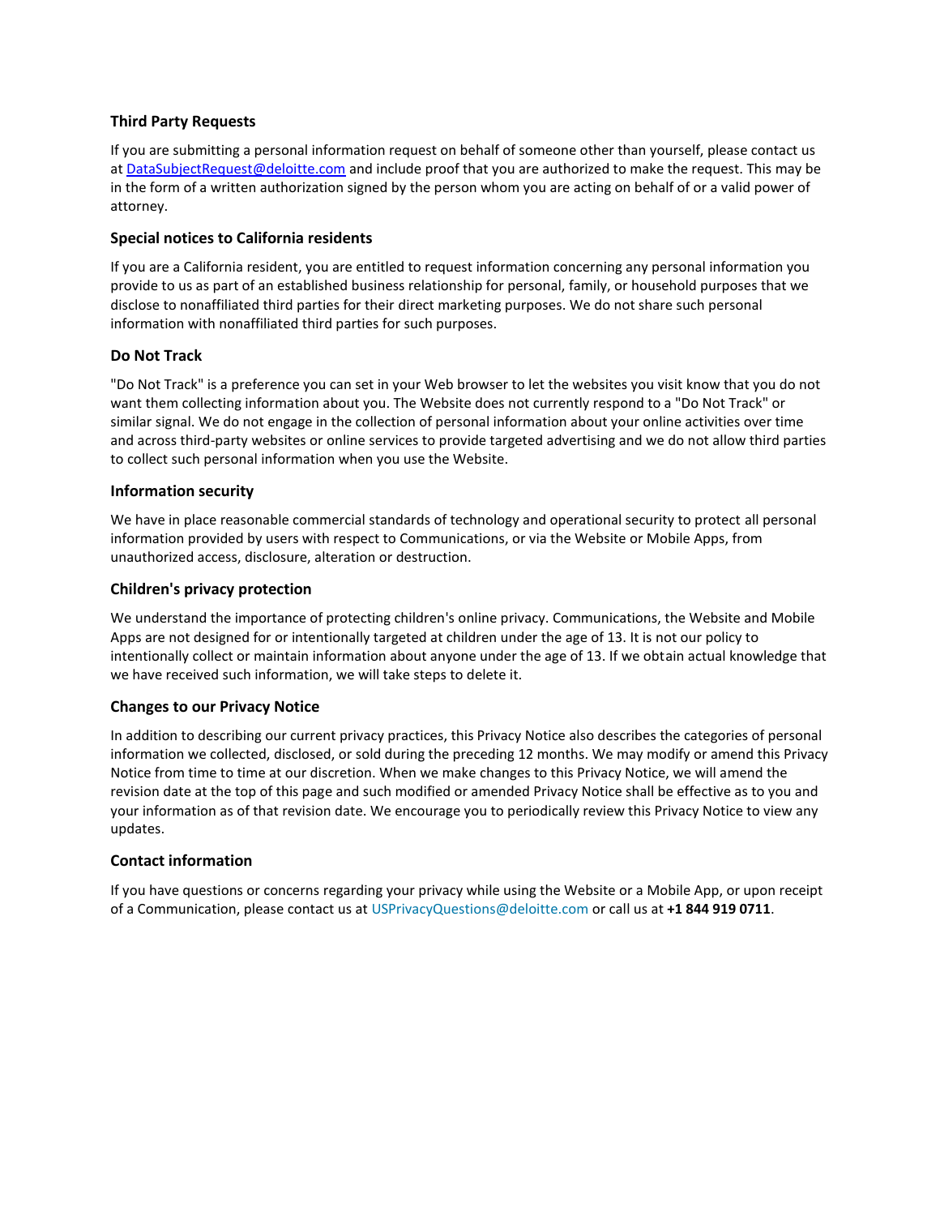### Third Party Requests

If you are submitting a personal information request on behalf of someone other than yourself, please contact us at DataSubjectRequest@deloitte.com and include proof that you are authorized to make the request. This may be in the form of a written authorization signed by the person whom you are acting on behalf of or a valid power of attorney.

### Special notices to California residents

If you are a California resident, you are entitled to request information concerning any personal information you provide to us as part of an established business relationship for personal, family, or household purposes that we disclose to nonaffiliated third parties for their direct marketing purposes. We do not share such personal information with nonaffiliated third parties for such purposes.

### Do Not Track

"Do Not Track" is a preference you can set in your Web browser to let the websites you visit know that you do not want them collecting information about you. The Website does not currently respond to a "Do Not Track" or similar signal. We do not engage in the collection of personal information about your online activities over time and across third-party websites or online services to provide targeted advertising and we do not allow third parties to collect such personal information when you use the Website.

### Information security

We have in place reasonable commercial standards of technology and operational security to protect all personal information provided by users with respect to Communications, or via the Website or Mobile Apps, from unauthorized access, disclosure, alteration or destruction.

### Children's privacy protection

We understand the importance of protecting children's online privacy. Communications, the Website and Mobile Apps are not designed for or intentionally targeted at children under the age of 13. It is not our policy to intentionally collect or maintain information about anyone under the age of 13. If we obtain actual knowledge that we have received such information, we will take steps to delete it.

### Changes to our Privacy Notice

In addition to describing our current privacy practices, this Privacy Notice also describes the categories of personal information we collected, disclosed, or sold during the preceding 12 months. We may modify or amend this Privacy Notice from time to time at our discretion. When we make changes to this Privacy Notice, we will amend the revision date at the top of this page and such modified or amended Privacy Notice shall be effective as to you and your information as of that revision date. We encourage you to periodically review this Privacy Notice to view any updates.

### Contact information

If you have questions or concerns regarding your privacy while using the Website or a Mobile App, or upon receipt of a Communication, please contact us at USPrivacyQuestions@deloitte.com or call us at **+1 844 919 0711**.